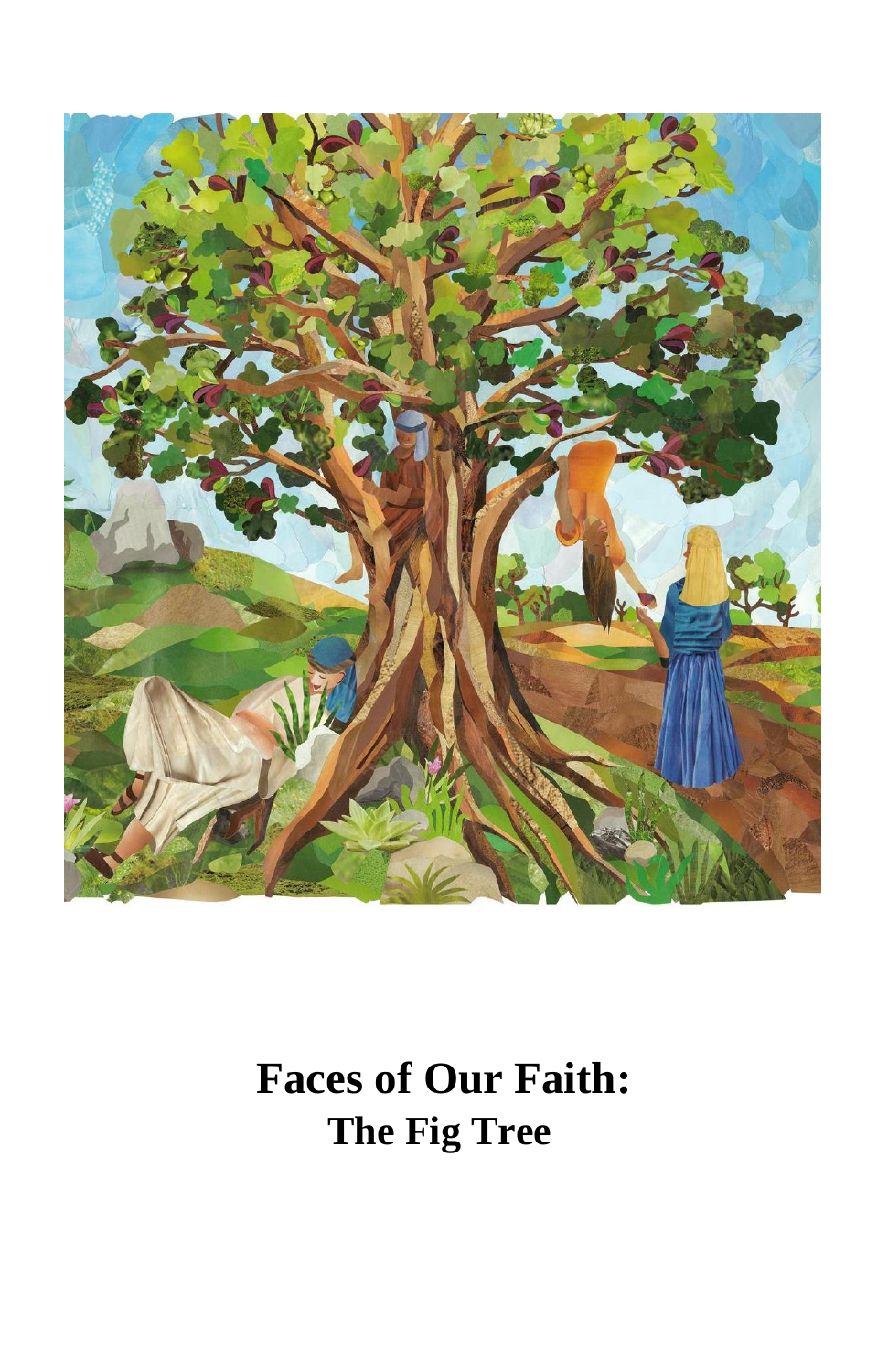# Faces of Our Faith:

## The Fig Tree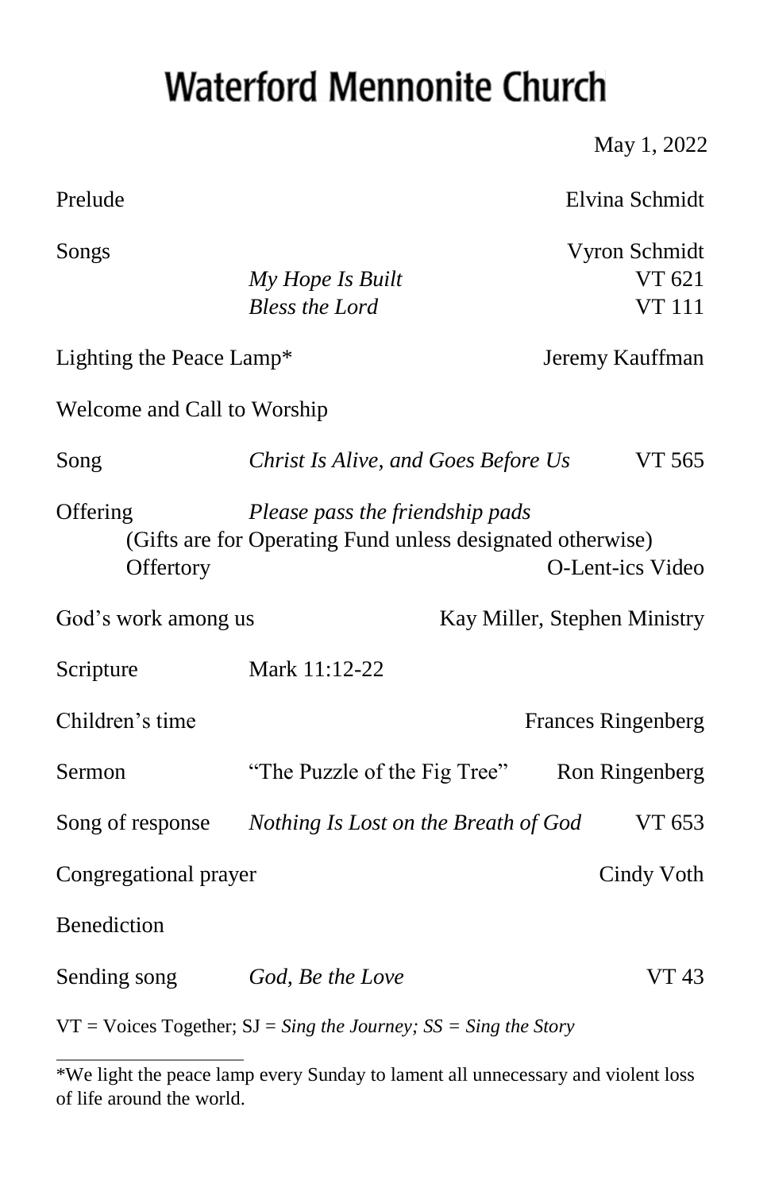# Waterford Mennonite Church

May 1, 2022

Prelude — Elvina Schmidt

Songs — Vyron Schmidt

*My Hope Is Built* — VT 621

*Bless the Lord* — VT 111

Lighting the Peace Lamp* — Jeremy Kauffman

Welcome and Call to Worship

Song — *Christ Is Alive, and Goes Before Us* — VT 565

Offering — *Please pass the friendship pads*

(Gifts are for Operating Fund unless designated otherwise)

Offertory — O-Lent-ics Video

God's work among us — Kay Miller, Stephen Ministry

Scripture — Mark 11:12-22

Children's time — Frances Ringenberg

Sermon — "The Puzzle of the Fig Tree" — Ron Ringenberg

Song of response — *Nothing Is Lost on the Breath of God* — VT 653

Congregational prayer — Cindy Voth

Benediction

Sending song — *God, Be the Love* — VT 43

VT = Voices Together; SJ = *Sing the Journey; SS = Sing the Story*

---

*We light the peace lamp every Sunday to lament all unnecessary and violent loss of life around the world.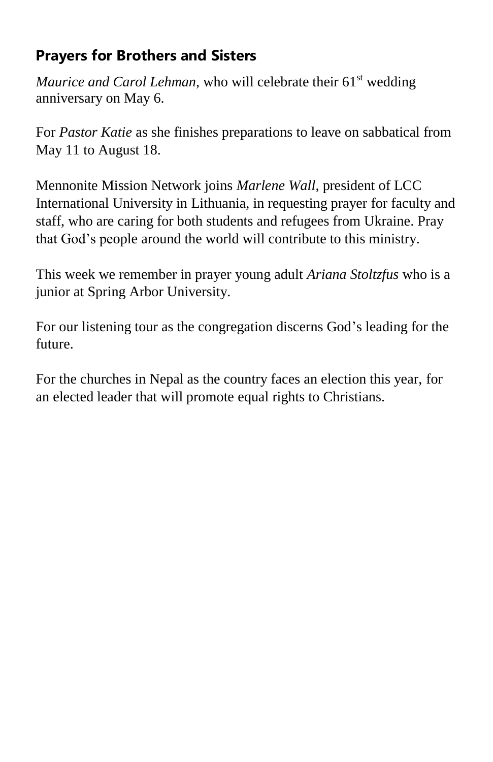## Prayers for Brothers and Sisters

*Maurice and Carol Lehman,* who will celebrate their 61st wedding anniversary on May 6.

For *Pastor Katie* as she finishes preparations to leave on sabbatical from May 11 to August 18.

Mennonite Mission Network joins *Marlene Wall*, president of LCC International University in Lithuania, in requesting prayer for faculty and staff, who are caring for both students and refugees from Ukraine. Pray that God's people around the world will contribute to this ministry.

This week we remember in prayer young adult *Ariana Stoltzfus* who is a junior at Spring Arbor University.

For our listening tour as the congregation discerns God's leading for the future.

For the churches in Nepal as the country faces an election this year, for an elected leader that will promote equal rights to Christians.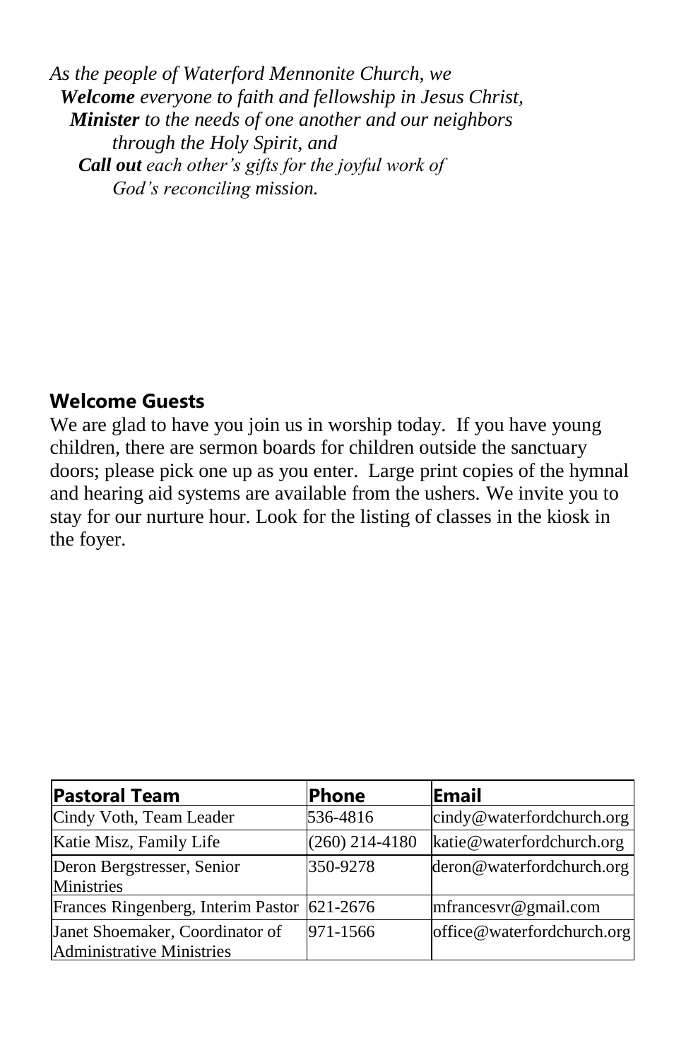*As the people of Waterford Mennonite Church, we*
***Welcome** everyone to faith and fellowship in Jesus Christ,*
***Minister** to the needs of one another and our neighbors through the Holy Spirit, and*
***Call out** each other's gifts for the joyful work of God's reconciling mission.*

## Welcome Guests

We are glad to have you join us in worship today. If you have young children, there are sermon boards for children outside the sanctuary doors; please pick one up as you enter. Large print copies of the hymnal and hearing aid systems are available from the ushers. We invite you to stay for our nurture hour. Look for the listing of classes in the kiosk in the foyer.

| Pastoral Team | Phone | Email |
|---|---|---|
| Cindy Voth, Team Leader | 536-4816 | cindy@waterfordchurch.org |
| Katie Misz, Family Life | (260) 214-4180 | katie@waterfordchurch.org |
| Deron Bergstresser, Senior Ministries | 350-9278 | deron@waterfordchurch.org |
| Frances Ringenberg, Interim Pastor | 621-2676 | mfrancesvr@gmail.com |
| Janet Shoemaker, Coordinator of Administrative Ministries | 971-1566 | office@waterfordchurch.org |